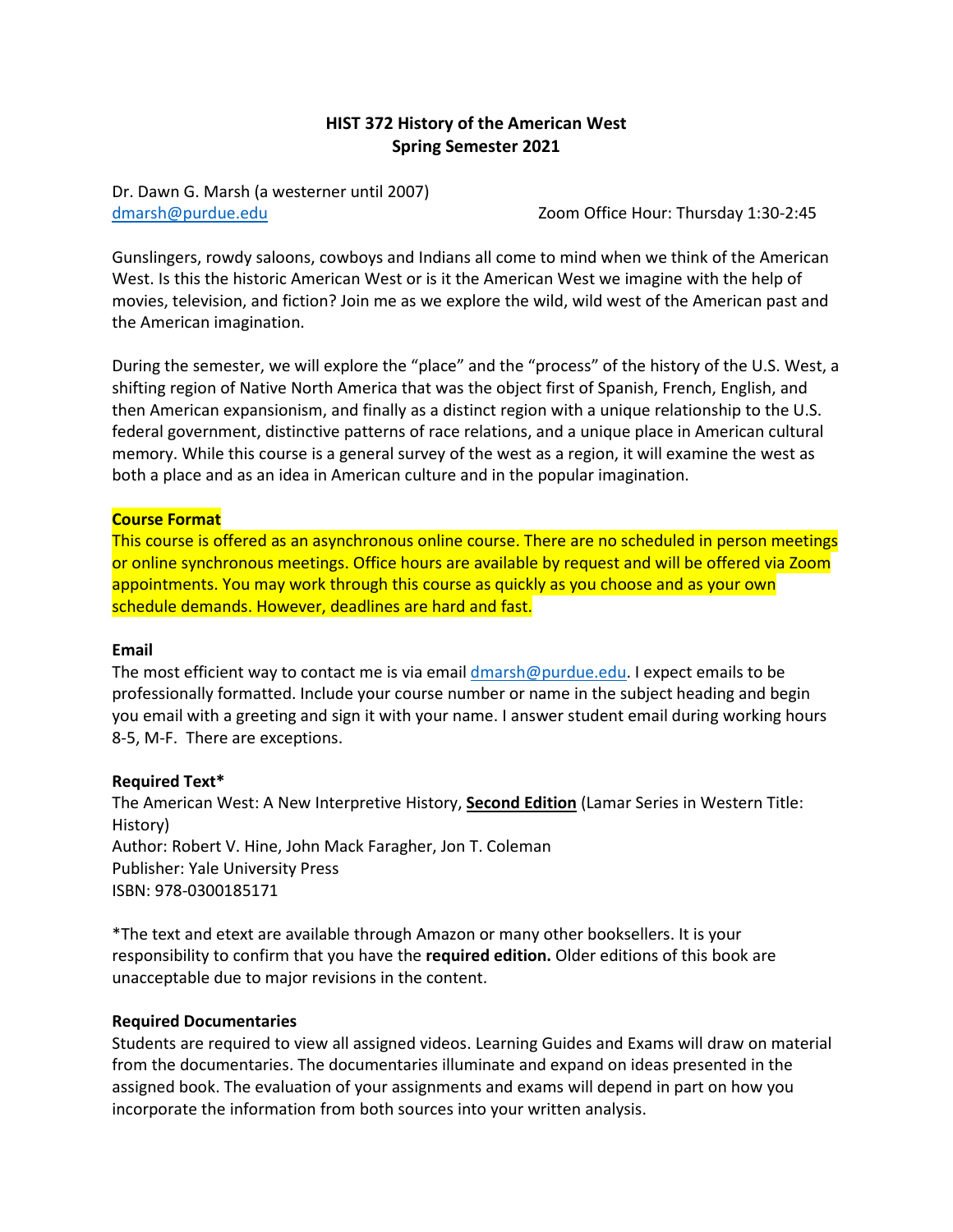# HIST 372 History of the American West
## Spring Semester 2021

Dr. Dawn G. Marsh (a westerner until 2007)
dmarsh@purdue.edu

Zoom Office Hour: Thursday 1:30-2:45

Gunslingers, rowdy saloons, cowboys and Indians all come to mind when we think of the American West. Is this the historic American West or is it the American West we imagine with the help of movies, television, and fiction? Join me as we explore the wild, wild west of the American past and the American imagination.

During the semester, we will explore the "place" and the "process" of the history of the U.S. West, a shifting region of Native North America that was the object first of Spanish, French, English, and then American expansionism, and finally as a distinct region with a unique relationship to the U.S. federal government, distinctive patterns of race relations, and a unique place in American cultural memory. While this course is a general survey of the west as a region, it will examine the west as both a place and as an idea in American culture and in the popular imagination.

**Course Format**

This course is offered as an asynchronous online course. There are no scheduled in person meetings or online synchronous meetings. Office hours are available by request and will be offered via Zoom appointments. You may work through this course as quickly as you choose and as your own schedule demands. However, deadlines are hard and fast.

**Email**

The most efficient way to contact me is via email dmarsh@purdue.edu. I expect emails to be professionally formatted. Include your course number or name in the subject heading and begin you email with a greeting and sign it with your name. I answer student email during working hours 8-5, M-F. There are exceptions.

**Required Text***

The American West: A New Interpretive History, **Second Edition** (Lamar Series in Western Title: History)
Author: Robert V. Hine, John Mack Faragher, Jon T. Coleman
Publisher: Yale University Press
ISBN: 978-0300185171

*The text and etext are available through Amazon or many other booksellers. It is your responsibility to confirm that you have the **required edition.** Older editions of this book are unacceptable due to major revisions in the content.

**Required Documentaries**

Students are required to view all assigned videos. Learning Guides and Exams will draw on material from the documentaries. The documentaries illuminate and expand on ideas presented in the assigned book. The evaluation of your assignments and exams will depend in part on how you incorporate the information from both sources into your written analysis.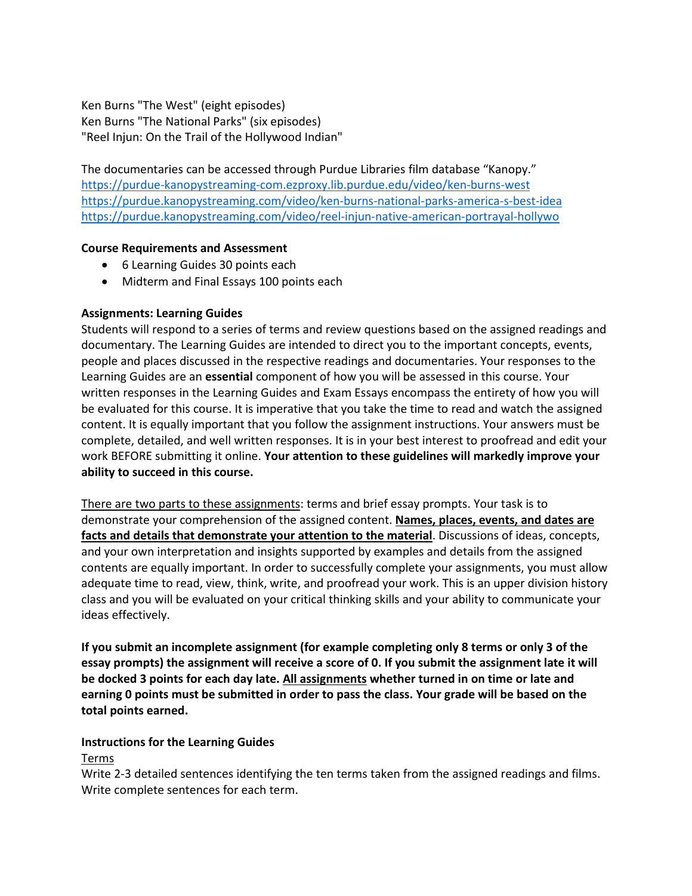Ken Burns "The West" (eight episodes)
Ken Burns "The National Parks" (six episodes)
"Reel Injun: On the Trail of the Hollywood Indian"

The documentaries can be accessed through Purdue Libraries film database "Kanopy."
https://purdue-kanopystreaming-com.ezproxy.lib.purdue.edu/video/ken-burns-west
https://purdue.kanopystreaming.com/video/ken-burns-national-parks-america-s-best-idea
https://purdue.kanopystreaming.com/video/reel-injun-native-american-portrayal-hollywo

**Course Requirements and Assessment**

- 6 Learning Guides 30 points each
- Midterm and Final Essays 100 points each

**Assignments: Learning Guides**

Students will respond to a series of terms and review questions based on the assigned readings and documentary. The Learning Guides are intended to direct you to the important concepts, events, people and places discussed in the respective readings and documentaries. Your responses to the Learning Guides are an **essential** component of how you will be assessed in this course. Your written responses in the Learning Guides and Exam Essays encompass the entirety of how you will be evaluated for this course. It is imperative that you take the time to read and watch the assigned content. It is equally important that you follow the assignment instructions. Your answers must be complete, detailed, and well written responses. It is in your best interest to proofread and edit your work BEFORE submitting it online. **Your attention to these guidelines will markedly improve your ability to succeed in this course.**

<u>There are two parts to these assignments</u>: terms and brief essay prompts. Your task is to demonstrate your comprehension of the assigned content. **<u>Names, places, events, and dates are facts and details that demonstrate your attention to the material</u>**. Discussions of ideas, concepts, and your own interpretation and insights supported by examples and details from the assigned contents are equally important. In order to successfully complete your assignments, you must allow adequate time to read, view, think, write, and proofread your work. This is an upper division history class and you will be evaluated on your critical thinking skills and your ability to communicate your ideas effectively.

**If you submit an incomplete assignment (for example completing only 8 terms or only 3 of the essay prompts) the assignment will receive a score of 0. If you submit the assignment late it will be docked 3 points for each day late. <u>All assignments</u> whether turned in on time or late and earning 0 points must be submitted in order to pass the class. Your grade will be based on the total points earned.**

**Instructions for the Learning Guides**

<u>Terms</u>

Write 2-3 detailed sentences identifying the ten terms taken from the assigned readings and films. Write complete sentences for each term.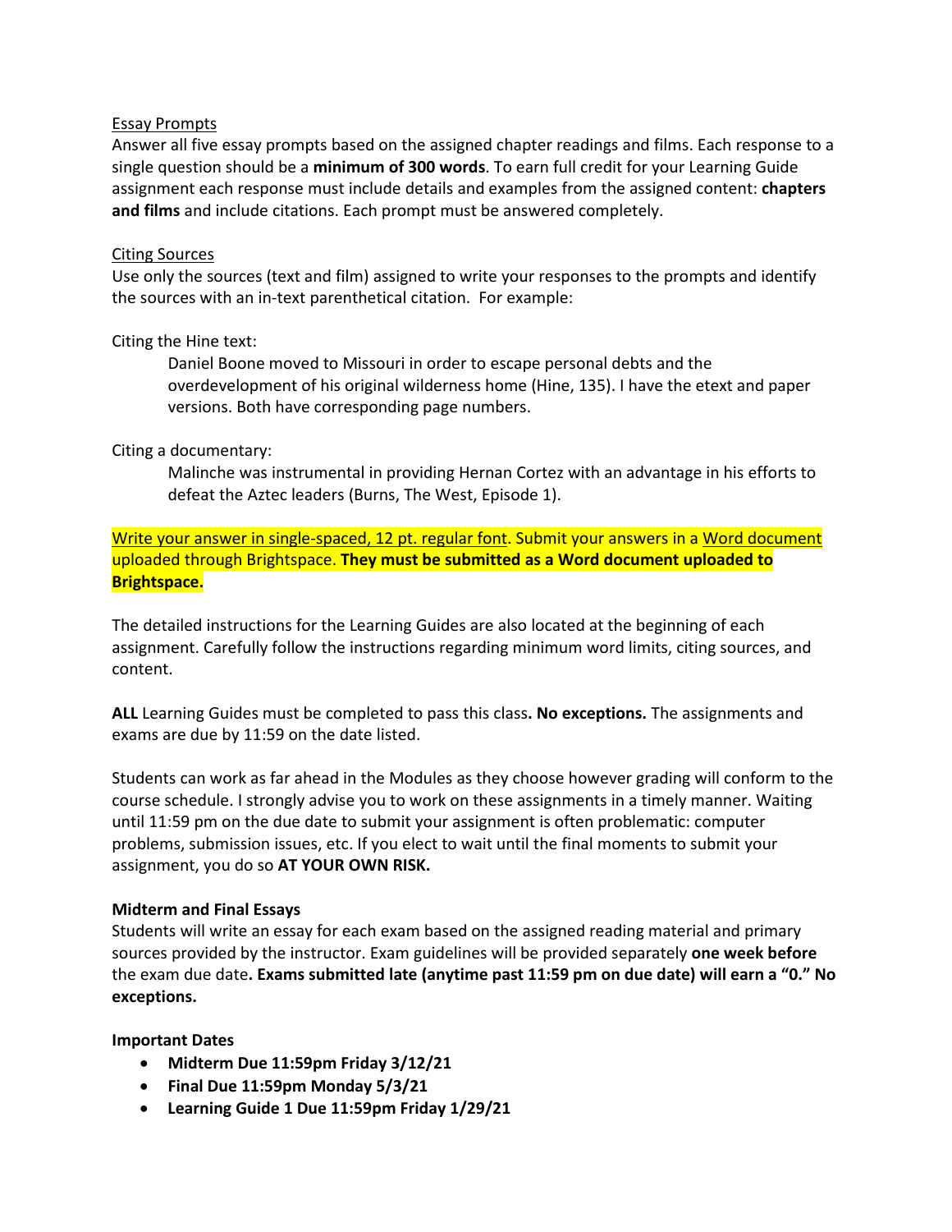Essay Prompts

Answer all five essay prompts based on the assigned chapter readings and films. Each response to a single question should be a **minimum of 300 words**. To earn full credit for your Learning Guide assignment each response must include details and examples from the assigned content: **chapters and films** and include citations. Each prompt must be answered completely.

Citing Sources

Use only the sources (text and film) assigned to write your responses to the prompts and identify the sources with an in-text parenthetical citation. For example:

Citing the Hine text:

> Daniel Boone moved to Missouri in order to escape personal debts and the overdevelopment of his original wilderness home (Hine, 135). I have the etext and paper versions. Both have corresponding page numbers.

Citing a documentary:

> Malinche was instrumental in providing Hernan Cortez with an advantage in his efforts to defeat the Aztec leaders (Burns, The West, Episode 1).

Write your answer in single-spaced, 12 pt. regular font. Submit your answers in a Word document uploaded through Brightspace. **They must be submitted as a Word document uploaded to Brightspace.**

The detailed instructions for the Learning Guides are also located at the beginning of each assignment. Carefully follow the instructions regarding minimum word limits, citing sources, and content.

**ALL** Learning Guides must be completed to pass this class**. No exceptions.** The assignments and exams are due by 11:59 on the date listed.

Students can work as far ahead in the Modules as they choose however grading will conform to the course schedule. I strongly advise you to work on these assignments in a timely manner. Waiting until 11:59 pm on the due date to submit your assignment is often problematic: computer problems, submission issues, etc. If you elect to wait until the final moments to submit your assignment, you do so **AT YOUR OWN RISK.**

**Midterm and Final Essays**

Students will write an essay for each exam based on the assigned reading material and primary sources provided by the instructor. Exam guidelines will be provided separately **one week before** the exam due date**. Exams submitted late (anytime past 11:59 pm on due date) will earn a "0." No exceptions.**

**Important Dates**

- **Midterm Due 11:59pm Friday 3/12/21**
- **Final Due 11:59pm Monday 5/3/21**
- **Learning Guide 1 Due 11:59pm Friday 1/29/21**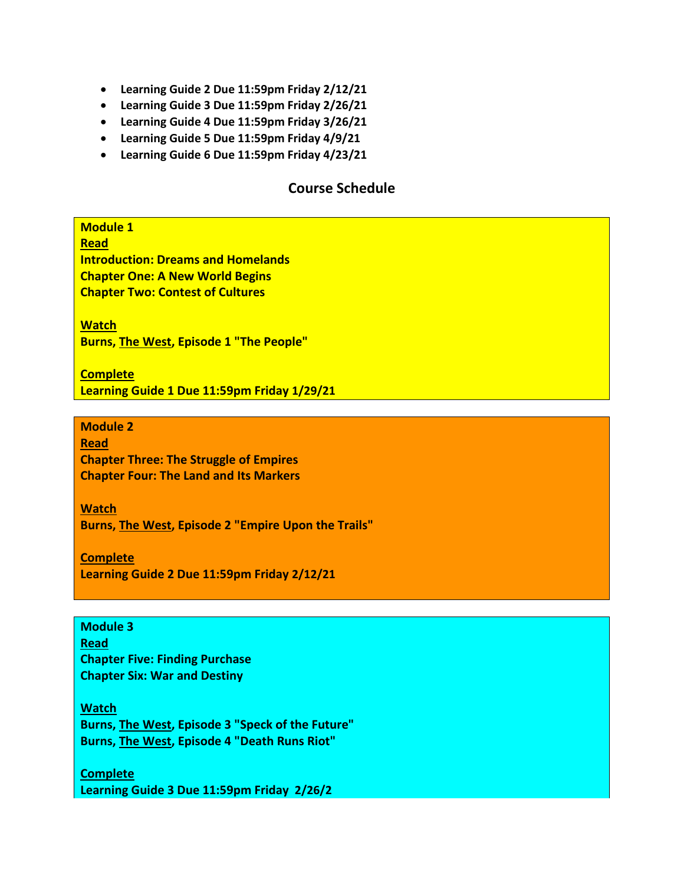- **Learning Guide 2 Due 11:59pm Friday 2/12/21**
- **Learning Guide 3 Due 11:59pm Friday 2/26/21**
- **Learning Guide 4 Due 11:59pm Friday 3/26/21**
- **Learning Guide 5 Due 11:59pm Friday 4/9/21**
- **Learning Guide 6 Due 11:59pm Friday 4/23/21**

## Course Schedule

**Module 1**
**<u>Read</u>**
**Introduction: Dreams and Homelands**
**Chapter One: A New World Begins**
**Chapter Two: Contest of Cultures**

**<u>Watch</u>**
**Burns, <u>The West</u>, Episode 1 "The People"**

**<u>Complete</u>**
**Learning Guide 1 Due 11:59pm Friday 1/29/21**

**Module 2**
**<u>Read</u>**
**Chapter Three: The Struggle of Empires**
**Chapter Four: The Land and Its Markers**

**<u>Watch</u>**
**Burns, <u>The West</u>, Episode 2 "Empire Upon the Trails"**

**<u>Complete</u>**
**Learning Guide 2 Due 11:59pm Friday 2/12/21**

**Module 3**
**<u>Read</u>**
**Chapter Five: Finding Purchase**
**Chapter Six: War and Destiny**

**<u>Watch</u>**
**Burns, <u>The West</u>, Episode 3 "Speck of the Future"**
**Burns, <u>The West</u>, Episode 4 "Death Runs Riot"**

**<u>Complete</u>**
**Learning Guide 3 Due 11:59pm Friday 2/26/2**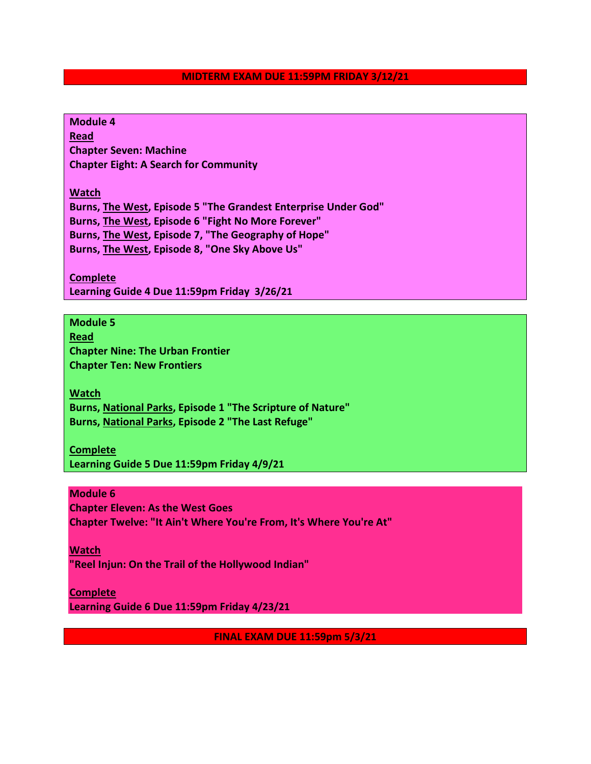**MIDTERM EXAM DUE 11:59PM FRIDAY 3/12/21**

**Module 4**

**Read**

**Chapter Seven: Machine**

**Chapter Eight: A Search for Community**

**Watch**

**Burns, The West, Episode 5 "The Grandest Enterprise Under God"**

**Burns, The West, Episode 6 "Fight No More Forever"**

**Burns, The West, Episode 7, "The Geography of Hope"**

**Burns, The West, Episode 8, "One Sky Above Us"**

**Complete**

**Learning Guide 4 Due 11:59pm Friday 3/26/21**

**Module 5**

**Read**

**Chapter Nine: The Urban Frontier**

**Chapter Ten: New Frontiers**

**Watch**

**Burns, National Parks, Episode 1 "The Scripture of Nature"**

**Burns, National Parks, Episode 2 "The Last Refuge"**

**Complete**

**Learning Guide 5 Due 11:59pm Friday 4/9/21**

**Module 6**

**Chapter Eleven: As the West Goes**

**Chapter Twelve: "It Ain't Where You're From, It's Where You're At"**

**Watch**

**"Reel Injun: On the Trail of the Hollywood Indian"**

**Complete**

**Learning Guide 6 Due 11:59pm Friday 4/23/21**

**FINAL EXAM DUE 11:59pm 5/3/21**